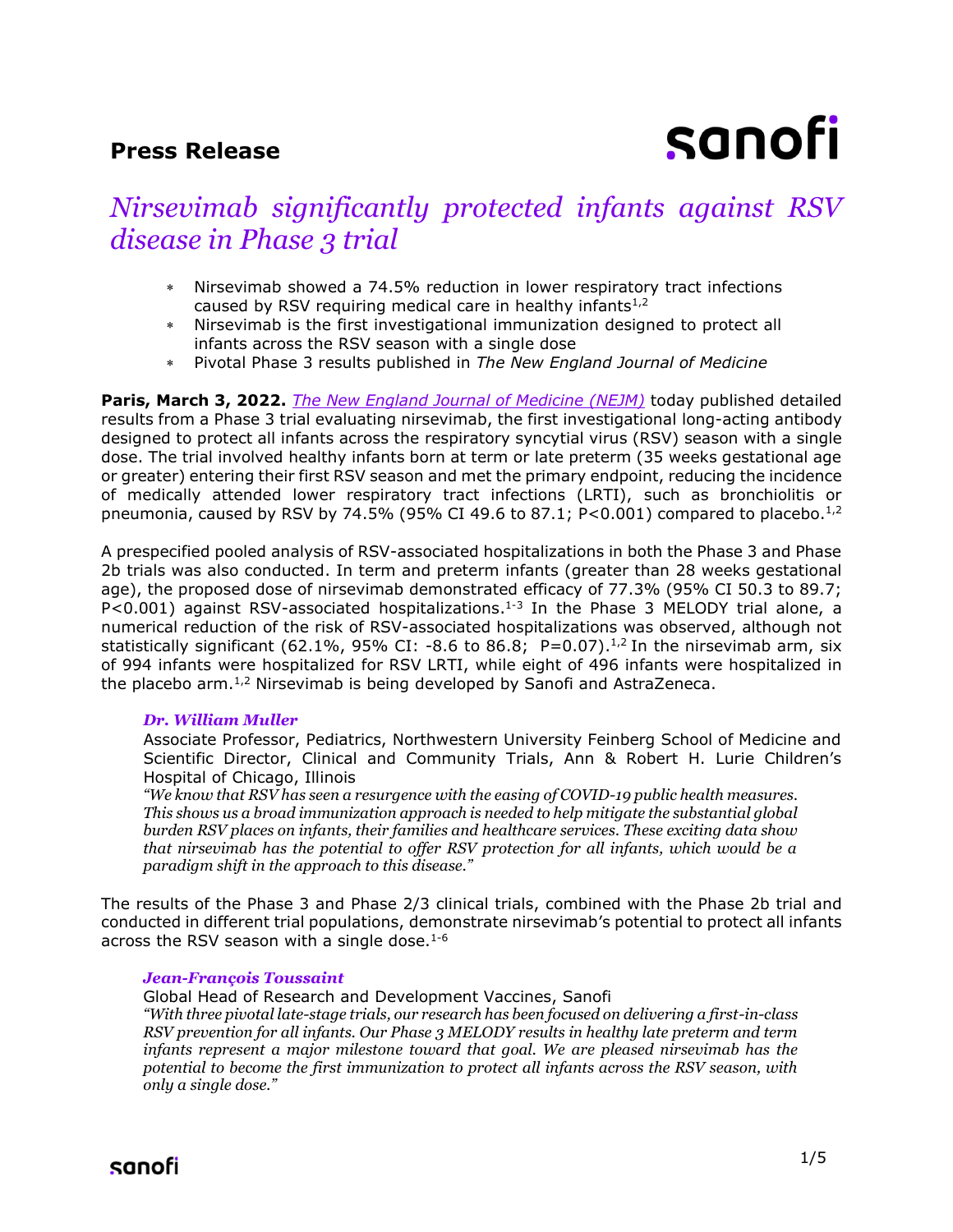**Press Release**

# *Nirsevimab significantly protected infants against RSV disease in Phase 3 trial*

- Nirsevimab showed a 74.5% reduction in lower respiratory tract infections caused by RSV requiring medical care in healthy infants[1,2]
- Nirsevimab is the first investigational immunization designed to protect all infants across the RSV season with a single dose
- Pivotal Phase 3 results published in *The New England Journal of Medicine*

**Paris, March 3, 2022.** *The New England Journal of Medicine (NEJM)* today published detailed results from a Phase 3 trial evaluating nirsevimab, the first investigational long-acting antibody designed to protect all infants across the respiratory syncytial virus (RSV) season with a single dose. The trial involved healthy infants born at term or late preterm (35 weeks gestational age or greater) entering their first RSV season and met the primary endpoint, reducing the incidence of medically attended lower respiratory tract infections (LRTI), such as bronchiolitis or pneumonia, caused by RSV by 74.5% (95% CI 49.6 to 87.1; P<0.001) compared to placebo.[1,2]

A prespecified pooled analysis of RSV-associated hospitalizations in both the Phase 3 and Phase 2b trials was also conducted. In term and preterm infants (greater than 28 weeks gestational age), the proposed dose of nirsevimab demonstrated efficacy of 77.3% (95% CI 50.3 to 89.7; P<0.001) against RSV-associated hospitalizations.[1-3] In the Phase 3 MELODY trial alone, a numerical reduction of the risk of RSV-associated hospitalizations was observed, although not statistically significant (62.1%, 95% CI: -8.6 to 86.8; P=0.07).[1,2] In the nirsevimab arm, six of 994 infants were hospitalized for RSV LRTI, while eight of 496 infants were hospitalized in the placebo arm.[1,2] Nirsevimab is being developed by Sanofi and AstraZeneca.

***Dr. William Muller***
Associate Professor, Pediatrics, Northwestern University Feinberg School of Medicine and Scientific Director, Clinical and Community Trials, Ann & Robert H. Lurie Children's Hospital of Chicago, Illinois
*"We know that RSV has seen a resurgence with the easing of COVID-19 public health measures. This shows us a broad immunization approach is needed to help mitigate the substantial global burden RSV places on infants, their families and healthcare services. These exciting data show that nirsevimab has the potential to offer RSV protection for all infants, which would be a paradigm shift in the approach to this disease."*

The results of the Phase 3 and Phase 2/3 clinical trials, combined with the Phase 2b trial and conducted in different trial populations, demonstrate nirsevimab's potential to protect all infants across the RSV season with a single dose.[1-6]

***Jean-François Toussaint***
Global Head of Research and Development Vaccines, Sanofi
*"With three pivotal late-stage trials, our research has been focused on delivering a first-in-class RSV prevention for all infants. Our Phase 3 MELODY results in healthy late preterm and term infants represent a major milestone toward that goal. We are pleased nirsevimab has the potential to become the first immunization to protect all infants across the RSV season, with only a single dose."*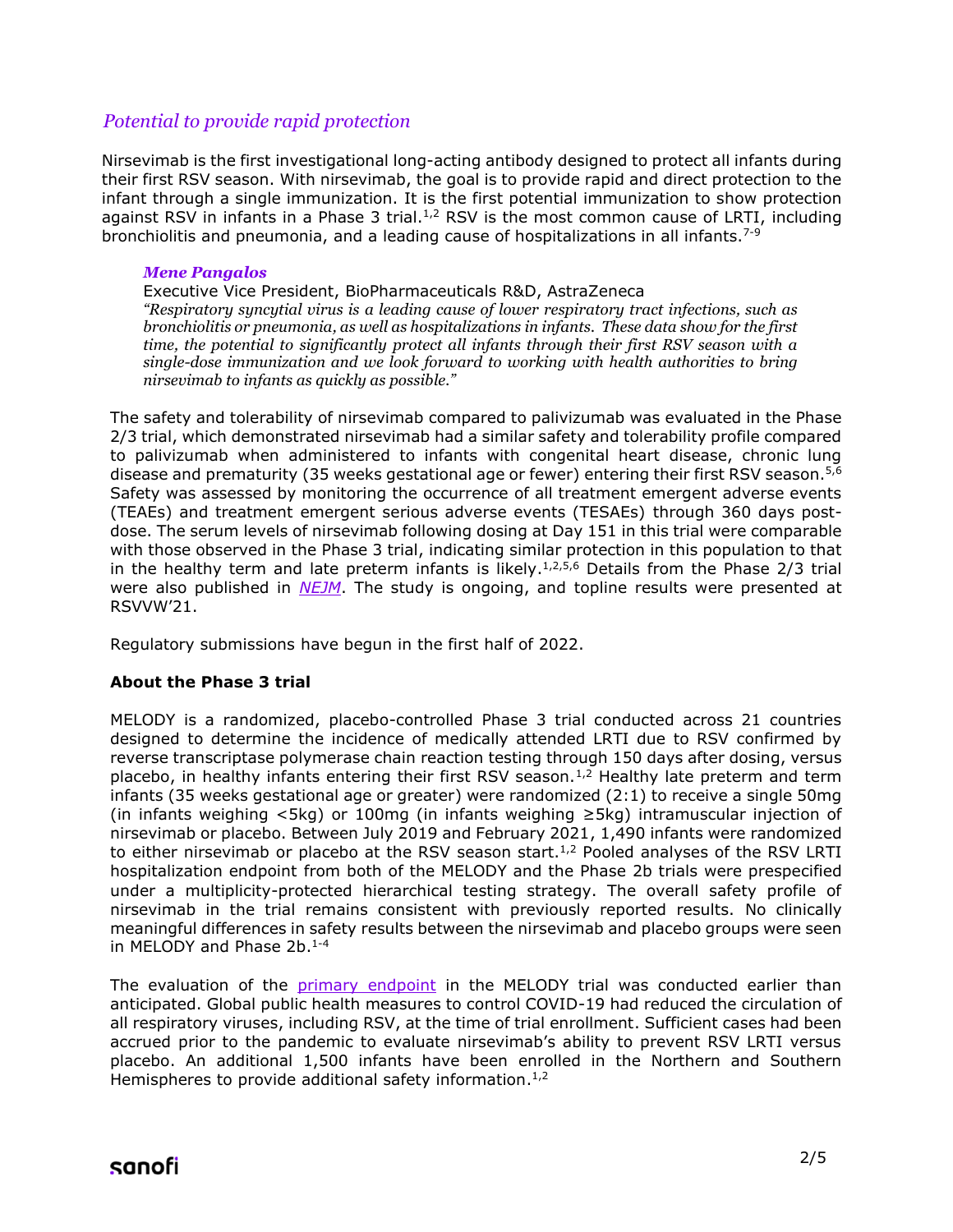## *Potential to provide rapid protection*

Nirsevimab is the first investigational long-acting antibody designed to protect all infants during their first RSV season. With nirsevimab, the goal is to provide rapid and direct protection to the infant through a single immunization. It is the first potential immunization to show protection against RSV in infants in a Phase 3 trial.[1,2] RSV is the most common cause of LRTI, including bronchiolitis and pneumonia, and a leading cause of hospitalizations in all infants.[7-9]

***Mene Pangalos***

Executive Vice President, BioPharmaceuticals R&D, AstraZeneca

*"Respiratory syncytial virus is a leading cause of lower respiratory tract infections, such as bronchiolitis or pneumonia, as well as hospitalizations in infants. These data show for the first time, the potential to significantly protect all infants through their first RSV season with a single-dose immunization and we look forward to working with health authorities to bring nirsevimab to infants as quickly as possible."*

The safety and tolerability of nirsevimab compared to palivizumab was evaluated in the Phase 2/3 trial, which demonstrated nirsevimab had a similar safety and tolerability profile compared to palivizumab when administered to infants with congenital heart disease, chronic lung disease and prematurity (35 weeks gestational age or fewer) entering their first RSV season.[5,6] Safety was assessed by monitoring the occurrence of all treatment emergent adverse events (TEAEs) and treatment emergent serious adverse events (TESAEs) through 360 days post-dose. The serum levels of nirsevimab following dosing at Day 151 in this trial were comparable with those observed in the Phase 3 trial, indicating similar protection in this population to that in the healthy term and late preterm infants is likely.[1,2,5,6] Details from the Phase 2/3 trial were also published in *NEJM*. The study is ongoing, and topline results were presented at RSVVW'21.

Regulatory submissions have begun in the first half of 2022.

**About the Phase 3 trial**

MELODY is a randomized, placebo-controlled Phase 3 trial conducted across 21 countries designed to determine the incidence of medically attended LRTI due to RSV confirmed by reverse transcriptase polymerase chain reaction testing through 150 days after dosing, versus placebo, in healthy infants entering their first RSV season.[1,2] Healthy late preterm and term infants (35 weeks gestational age or greater) were randomized (2:1) to receive a single 50mg (in infants weighing <5kg) or 100mg (in infants weighing ≥5kg) intramuscular injection of nirsevimab or placebo. Between July 2019 and February 2021, 1,490 infants were randomized to either nirsevimab or placebo at the RSV season start.[1,2] Pooled analyses of the RSV LRTI hospitalization endpoint from both of the MELODY and the Phase 2b trials were prespecified under a multiplicity-protected hierarchical testing strategy. The overall safety profile of nirsevimab in the trial remains consistent with previously reported results. No clinically meaningful differences in safety results between the nirsevimab and placebo groups were seen in MELODY and Phase 2b.[1-4]

The evaluation of the primary endpoint in the MELODY trial was conducted earlier than anticipated. Global public health measures to control COVID-19 had reduced the circulation of all respiratory viruses, including RSV, at the time of trial enrollment. Sufficient cases had been accrued prior to the pandemic to evaluate nirsevimab's ability to prevent RSV LRTI versus placebo. An additional 1,500 infants have been enrolled in the Northern and Southern Hemispheres to provide additional safety information.[1,2]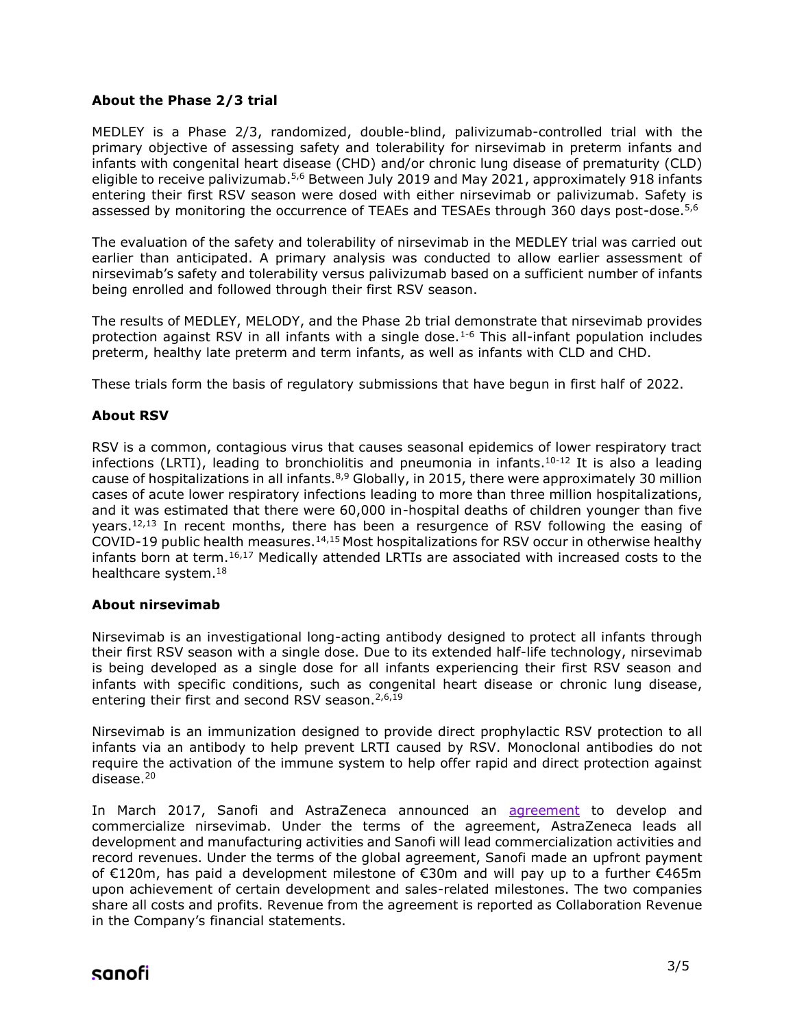### About the Phase 2/3 trial

MEDLEY is a Phase 2/3, randomized, double-blind, palivizumab-controlled trial with the primary objective of assessing safety and tolerability for nirsevimab in preterm infants and infants with congenital heart disease (CHD) and/or chronic lung disease of prematurity (CLD) eligible to receive palivizumab.[5,6] Between July 2019 and May 2021, approximately 918 infants entering their first RSV season were dosed with either nirsevimab or palivizumab. Safety is assessed by monitoring the occurrence of TEAEs and TESAEs through 360 days post-dose.[5,6]

The evaluation of the safety and tolerability of nirsevimab in the MEDLEY trial was carried out earlier than anticipated. A primary analysis was conducted to allow earlier assessment of nirsevimab's safety and tolerability versus palivizumab based on a sufficient number of infants being enrolled and followed through their first RSV season.

The results of MEDLEY, MELODY, and the Phase 2b trial demonstrate that nirsevimab provides protection against RSV in all infants with a single dose.[1-6] This all-infant population includes preterm, healthy late preterm and term infants, as well as infants with CLD and CHD.

These trials form the basis of regulatory submissions that have begun in first half of 2022.

### About RSV

RSV is a common, contagious virus that causes seasonal epidemics of lower respiratory tract infections (LRTI), leading to bronchiolitis and pneumonia in infants.[10-12] It is also a leading cause of hospitalizations in all infants.[8,9] Globally, in 2015, there were approximately 30 million cases of acute lower respiratory infections leading to more than three million hospitalizations, and it was estimated that there were 60,000 in-hospital deaths of children younger than five years.[12,13] In recent months, there has been a resurgence of RSV following the easing of COVID-19 public health measures.[14,15] Most hospitalizations for RSV occur in otherwise healthy infants born at term.[16,17] Medically attended LRTIs are associated with increased costs to the healthcare system.[18]

### About nirsevimab

Nirsevimab is an investigational long-acting antibody designed to protect all infants through their first RSV season with a single dose. Due to its extended half-life technology, nirsevimab is being developed as a single dose for all infants experiencing their first RSV season and infants with specific conditions, such as congenital heart disease or chronic lung disease, entering their first and second RSV season.[2,6,19]

Nirsevimab is an immunization designed to provide direct prophylactic RSV protection to all infants via an antibody to help prevent LRTI caused by RSV. Monoclonal antibodies do not require the activation of the immune system to help offer rapid and direct protection against disease.[20]

In March 2017, Sanofi and AstraZeneca announced an agreement to develop and commercialize nirsevimab. Under the terms of the agreement, AstraZeneca leads all development and manufacturing activities and Sanofi will lead commercialization activities and record revenues. Under the terms of the global agreement, Sanofi made an upfront payment of €120m, has paid a development milestone of €30m and will pay up to a further €465m upon achievement of certain development and sales-related milestones. The two companies share all costs and profits. Revenue from the agreement is reported as Collaboration Revenue in the Company's financial statements.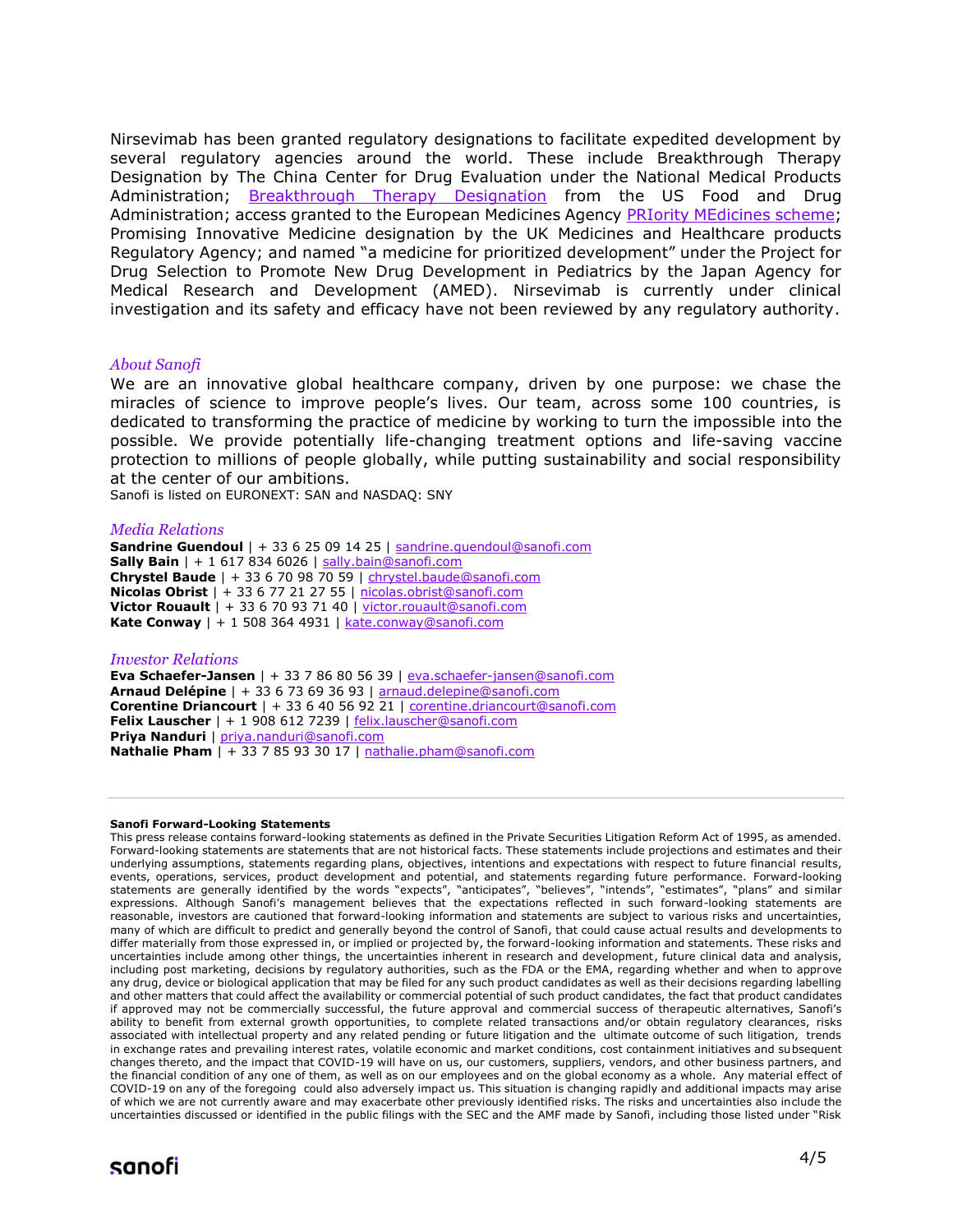Nirsevimab has been granted regulatory designations to facilitate expedited development by several regulatory agencies around the world. These include Breakthrough Therapy Designation by The China Center for Drug Evaluation under the National Medical Products Administration; Breakthrough Therapy Designation from the US Food and Drug Administration; access granted to the European Medicines Agency PRIority MEdicines scheme; Promising Innovative Medicine designation by the UK Medicines and Healthcare products Regulatory Agency; and named "a medicine for prioritized development" under the Project for Drug Selection to Promote New Drug Development in Pediatrics by the Japan Agency for Medical Research and Development (AMED). Nirsevimab is currently under clinical investigation and its safety and efficacy have not been reviewed by any regulatory authority.

### *About Sanofi*

We are an innovative global healthcare company, driven by one purpose: we chase the miracles of science to improve people's lives. Our team, across some 100 countries, is dedicated to transforming the practice of medicine by working to turn the impossible into the possible. We provide potentially life-changing treatment options and life-saving vaccine protection to millions of people globally, while putting sustainability and social responsibility at the center of our ambitions.

Sanofi is listed on EURONEXT: SAN and NASDAQ: SNY

### *Media Relations*

**Sandrine Guendoul** | + 33 6 25 09 14 25 | sandrine.guendoul@sanofi.com
**Sally Bain** | + 1 617 834 6026 | sally.bain@sanofi.com
**Chrystel Baude** | + 33 6 70 98 70 59 | chrystel.baude@sanofi.com
**Nicolas Obrist** | + 33 6 77 21 27 55 | nicolas.obrist@sanofi.com
**Victor Rouault** | + 33 6 70 93 71 40 | victor.rouault@sanofi.com
**Kate Conway** | + 1 508 364 4931 | kate.conway@sanofi.com

### *Investor Relations*

**Eva Schaefer-Jansen** | + 33 7 86 80 56 39 | eva.schaefer-jansen@sanofi.com
**Arnaud Delépine** | + 33 6 73 69 36 93 | arnaud.delepine@sanofi.com
**Corentine Driancourt** | + 33 6 40 56 92 21 | corentine.driancourt@sanofi.com
**Felix Lauscher** | + 1 908 612 7239 | felix.lauscher@sanofi.com
**Priya Nanduri** | priya.nanduri@sanofi.com
**Nathalie Pham** | + 33 7 85 93 30 17 | nathalie.pham@sanofi.com

---

**Sanofi Forward-Looking Statements**

This press release contains forward-looking statements as defined in the Private Securities Litigation Reform Act of 1995, as amended. Forward-looking statements are statements that are not historical facts. These statements include projections and estimates and their underlying assumptions, statements regarding plans, objectives, intentions and expectations with respect to future financial results, events, operations, services, product development and potential, and statements regarding future performance. Forward-looking statements are generally identified by the words "expects", "anticipates", "believes", "intends", "estimates", "plans" and similar expressions. Although Sanofi's management believes that the expectations reflected in such forward-looking statements are reasonable, investors are cautioned that forward-looking information and statements are subject to various risks and uncertainties, many of which are difficult to predict and generally beyond the control of Sanofi, that could cause actual results and developments to differ materially from those expressed in, or implied or projected by, the forward-looking information and statements. These risks and uncertainties include among other things, the uncertainties inherent in research and development, future clinical data and analysis, including post marketing, decisions by regulatory authorities, such as the FDA or the EMA, regarding whether and when to approve any drug, device or biological application that may be filed for any such product candidates as well as their decisions regarding labelling and other matters that could affect the availability or commercial potential of such product candidates, the fact that product candidates if approved may not be commercially successful, the future approval and commercial success of therapeutic alternatives, Sanofi's ability to benefit from external growth opportunities, to complete related transactions and/or obtain regulatory clearances, risks associated with intellectual property and any related pending or future litigation and the ultimate outcome of such litigation, trends in exchange rates and prevailing interest rates, volatile economic and market conditions, cost containment initiatives and subsequent changes thereto, and the impact that COVID-19 will have on us, our customers, suppliers, vendors, and other business partners, and the financial condition of any one of them, as well as on our employees and on the global economy as a whole. Any material effect of COVID-19 on any of the foregoing could also adversely impact us. This situation is changing rapidly and additional impacts may arise of which we are not currently aware and may exacerbate other previously identified risks. The risks and uncertainties also include the uncertainties discussed or identified in the public filings with the SEC and the AMF made by Sanofi, including those listed under "Risk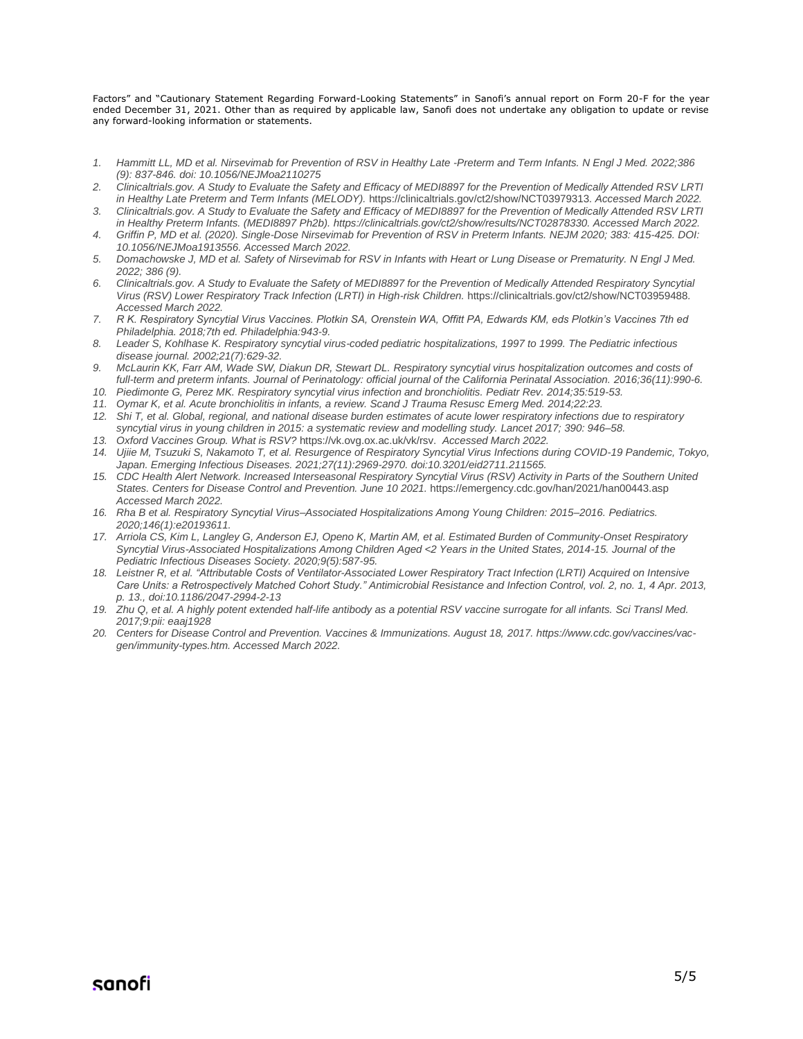Factors" and "Cautionary Statement Regarding Forward-Looking Statements" in Sanofi's annual report on Form 20-F for the year ended December 31, 2021. Other than as required by applicable law, Sanofi does not undertake any obligation to update or revise any forward-looking information or statements.

1. *Hammitt LL, MD et al. Nirsevimab for Prevention of RSV in Healthy Late -Preterm and Term Infants. N Engl J Med. 2022;386 (9): 837-846. doi: 10.1056/NEJMoa2110275*
2. *Clinicaltrials.gov. A Study to Evaluate the Safety and Efficacy of MEDI8897 for the Prevention of Medically Attended RSV LRTI in Healthy Late Preterm and Term Infants (MELODY).* https://clinicaltrials.gov/ct2/show/NCT03979313. *Accessed March 2022.*
3. *Clinicaltrials.gov. A Study to Evaluate the Safety and Efficacy of MEDI8897 for the Prevention of Medically Attended RSV LRTI in Healthy Preterm Infants. (MEDI8897 Ph2b). https://clinicaltrials.gov/ct2/show/results/NCT02878330. Accessed March 2022.*
4. *Griffin P, MD et al. (2020). Single-Dose Nirsevimab for Prevention of RSV in Preterm Infants. NEJM 2020; 383: 415-425. DOI: 10.1056/NEJMoa1913556. Accessed March 2022.*
5. *Domachowske J, MD et al. Safety of Nirsevimab for RSV in Infants with Heart or Lung Disease or Prematurity. N Engl J Med. 2022; 386 (9).*
6. *Clinicaltrials.gov. A Study to Evaluate the Safety of MEDI8897 for the Prevention of Medically Attended Respiratory Syncytial Virus (RSV) Lower Respiratory Track Infection (LRTI) in High-risk Children.* https://clinicaltrials.gov/ct2/show/NCT03959488. *Accessed March 2022.*
7. *R K. Respiratory Syncytial Virus Vaccines. Plotkin SA, Orenstein WA, Offitt PA, Edwards KM, eds Plotkin's Vaccines 7th ed Philadelphia. 2018;7th ed. Philadelphia:943-9.*
8. *Leader S, Kohlhase K. Respiratory syncytial virus-coded pediatric hospitalizations, 1997 to 1999. The Pediatric infectious disease journal. 2002;21(7):629-32.*
9. *McLaurin KK, Farr AM, Wade SW, Diakun DR, Stewart DL. Respiratory syncytial virus hospitalization outcomes and costs of full-term and preterm infants. Journal of Perinatology: official journal of the California Perinatal Association. 2016;36(11):990-6.*
10. *Piedimonte G, Perez MK. Respiratory syncytial virus infection and bronchiolitis. Pediatr Rev. 2014;35:519-53.*
11. *Oymar K, et al. Acute bronchiolitis in infants, a review. Scand J Trauma Resusc Emerg Med. 2014;22:23.*
12. *Shi T, et al. Global, regional, and national disease burden estimates of acute lower respiratory infections due to respiratory syncytial virus in young children in 2015: a systematic review and modelling study. Lancet 2017; 390: 946–58.*
13. *Oxford Vaccines Group. What is RSV?* https://vk.ovg.ox.ac.uk/vk/rsv. *Accessed March 2022.*
14. *Ujiie M, Tsuzuki S, Nakamoto T, et al. Resurgence of Respiratory Syncytial Virus Infections during COVID-19 Pandemic, Tokyo, Japan. Emerging Infectious Diseases. 2021;27(11):2969-2970. doi:10.3201/eid2711.211565.*
15. *CDC Health Alert Network. Increased Interseasonal Respiratory Syncytial Virus (RSV) Activity in Parts of the Southern United States. Centers for Disease Control and Prevention. June 10 2021.* https://emergency.cdc.gov/han/2021/han00443.asp *Accessed March 2022.*
16. *Rha B et al. Respiratory Syncytial Virus–Associated Hospitalizations Among Young Children: 2015–2016. Pediatrics. 2020;146(1):e20193611.*
17. *Arriola CS, Kim L, Langley G, Anderson EJ, Openo K, Martin AM, et al. Estimated Burden of Community-Onset Respiratory Syncytial Virus-Associated Hospitalizations Among Children Aged <2 Years in the United States, 2014-15. Journal of the Pediatric Infectious Diseases Society. 2020;9(5):587-95.*
18. *Leistner R, et al. "Attributable Costs of Ventilator-Associated Lower Respiratory Tract Infection (LRTI) Acquired on Intensive Care Units: a Retrospectively Matched Cohort Study." Antimicrobial Resistance and Infection Control, vol. 2, no. 1, 4 Apr. 2013, p. 13., doi:10.1186/2047-2994-2-13*
19. *Zhu Q, et al. A highly potent extended half-life antibody as a potential RSV vaccine surrogate for all infants. Sci Transl Med. 2017;9:pii: eaaj1928*
20. *Centers for Disease Control and Prevention. Vaccines & Immunizations. August 18, 2017. https://www.cdc.gov/vaccines/vac-gen/immunity-types.htm. Accessed March 2022.*

sanofi